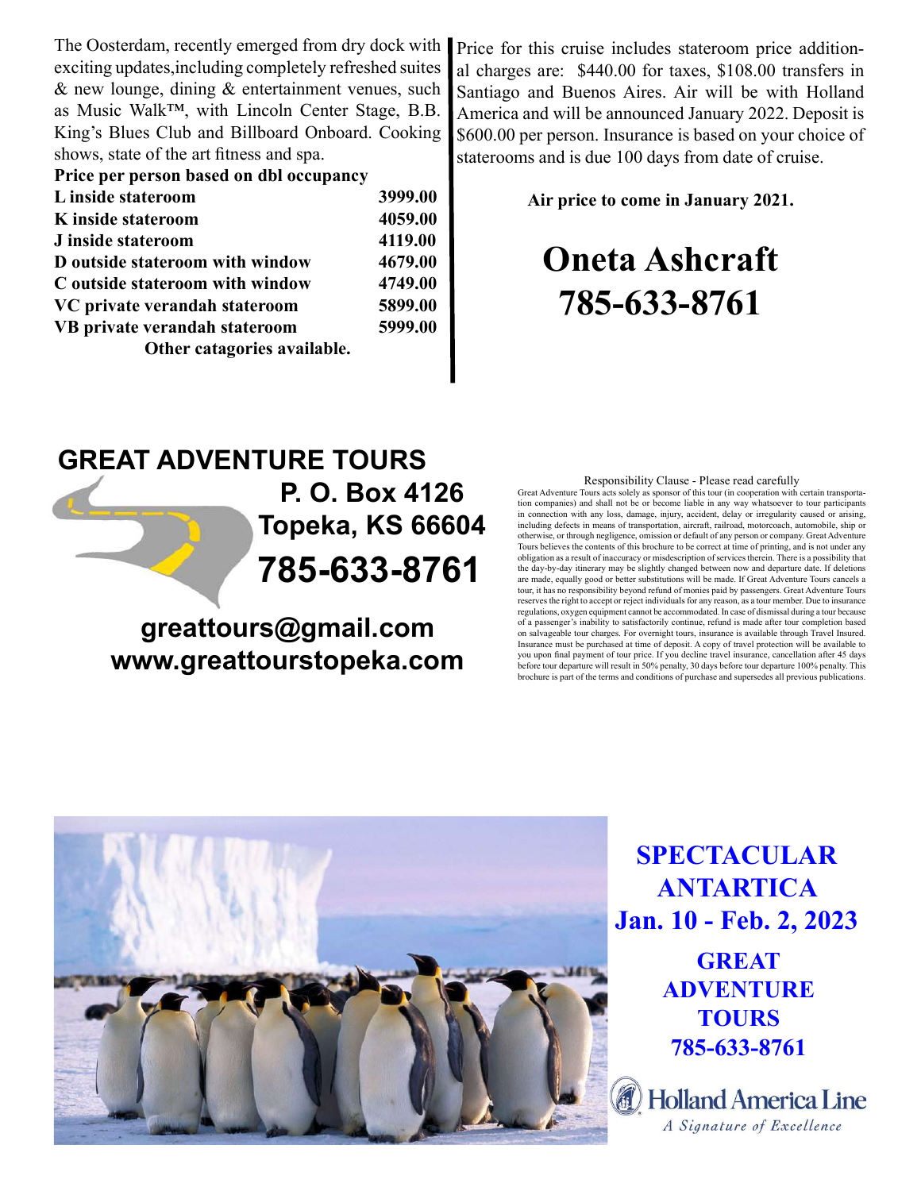The Oosterdam, recently emerged from dry dock with exciting updates,including completely refreshed suites & new lounge, dining & entertainment venues, such as Music Walk™, with Lincoln Center Stage, B.B. King's Blues Club and Billboard Onboard. Cooking shows, state of the art fitness and spa.

**Price per person based on dbl occupancy**

| | |
|---|---|
| **L inside stateroom** | **3999.00** |
| **K inside stateroom** | **4059.00** |
| **J inside stateroom** | **4119.00** |
| **D outside stateroom with window** | **4679.00** |
| **C outside stateroom with window** | **4749.00** |
| **VC private verandah stateroom** | **5899.00** |
| **VB private verandah stateroom** | **5999.00** |

**Other catagories available.**

Price for this cruise includes stateroom price additional charges are: $440.00 for taxes, $108.00 transfers in Santiago and Buenos Aires. Air will be with Holland America and will be announced January 2022. Deposit is $600.00 per person. Insurance is based on your choice of staterooms and is due 100 days from date of cruise.

**Air price to come in January 2021.**

# Oneta Ashcraft
# 785-633-8761

## GREAT ADVENTURE TOURS

**P. O. Box 4126**
**Topeka, KS 66604**
**785-633-8761**

**greattours@gmail.com**
**www.greattourstopeka.com**

Responsibility Clause - Please read carefully

Great Adventure Tours acts solely as sponsor of this tour (in cooperation with certain transportation companies) and shall not be or become liable in any way whatsoever to tour participants in connection with any loss, damage, injury, accident, delay or irregularity caused or arising, including defects in means of transportation, aircraft, railroad, motorcoach, automobile, ship or otherwise, or through negligence, omission or default of any person or company. Great Adventure Tours believes the contents of this brochure to be correct at time of printing, and is not under any obligation as a result of inaccuracy or misdescription of services therein. There is a possibility that the day-by-day itinerary may be slightly changed between now and departure date. If deletions are made, equally good or better substitutions will be made. If Great Adventure Tours cancels a tour, it has no responsibility beyond refund of monies paid by passengers. Great Adventure Tours reserves the right to accept or reject individuals for any reason, as a tour member. Due to insurance regulations, oxygen equipment cannot be accommodated. In case of dismissal during a tour because of a passenger's inability to satisfactorily continue, refund is made after tour completion based on salvageable tour charges. For overnight tours, insurance is available through Travel Insured. Insurance must be purchased at time of deposit. A copy of travel protection will be available to you upon final payment of tour price. If you decline travel insurance, cancellation after 45 days before tour departure will result in 50% penalty, 30 days before tour departure 100% penalty. This brochure is part of the terms and conditions of purchase and supersedes all previous publications.

## SPECTACULAR ANTARTICA
## Jan. 10 - Feb. 2, 2023

**GREAT ADVENTURE TOURS**
**785-633-8761**

Holland America Line
*A Signature of Excellence*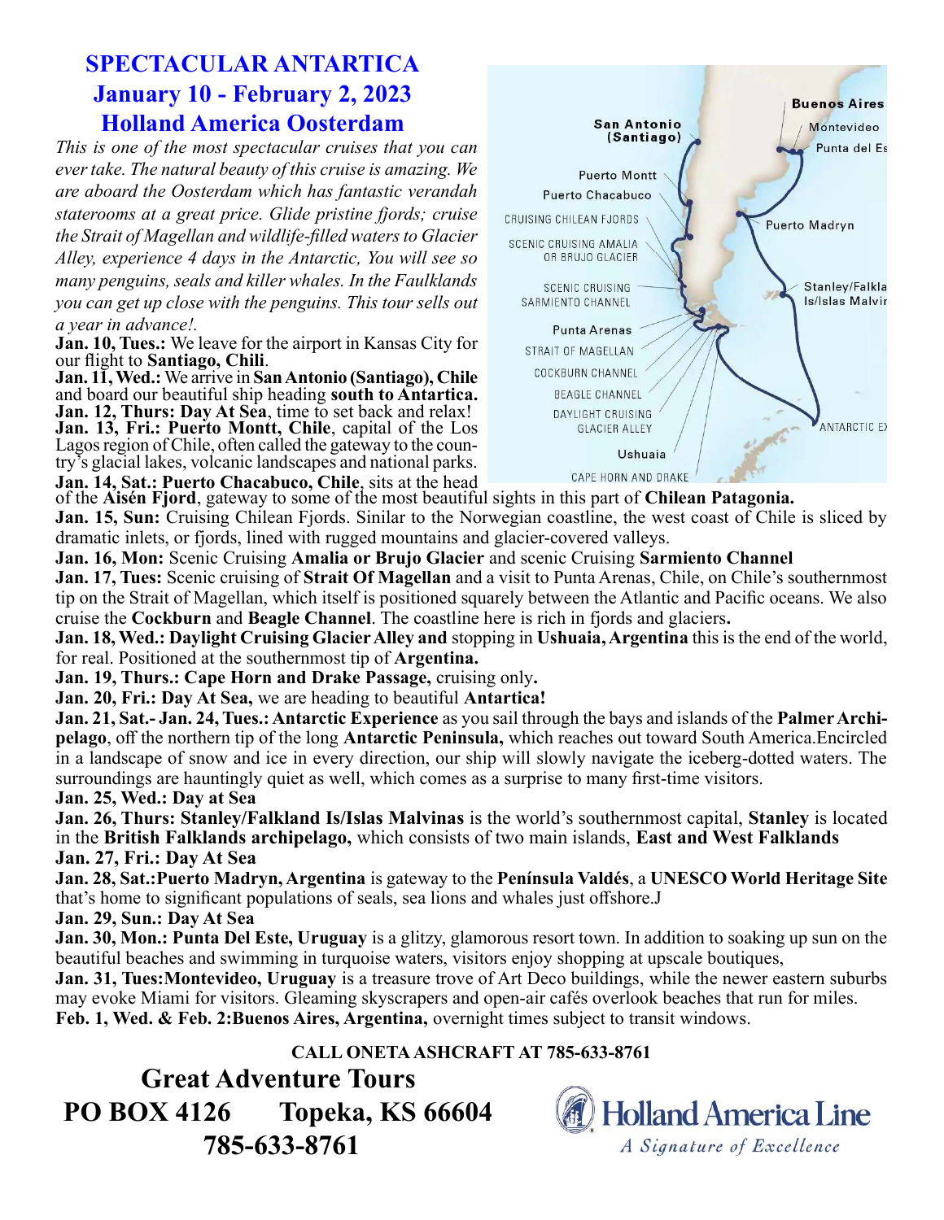# SPECTACULAR ANTARTICA
## January 10 - February 2, 2023
## Holland America Oosterdam

*This is one of the most spectacular cruises that you can ever take. The natural beauty of this cruise is amazing. We are aboard the Oosterdam which has fantastic verandah staterooms at a great price. Glide pristine fjords; cruise the Strait of Magellan and wildlife-filled waters to Glacier Alley, experience 4 days in the Antarctic, You will see so many penguins, seals and killer whales. In the Faulklands you can get up close with the penguins. This tour sells out a year in advance!.*

San Antonio (Santiago)
Puerto Montt
Puerto Chacabuco
CRUISING CHILEAN FJORDS
SCENIC CRUISING AMALIA OR BRUJO GLACIER
SCENIC CRUISING SARMIENTO CHANNEL
Punta Arenas
STRAIT OF MAGELLAN
COCKBURN CHANNEL
BEAGLE CHANNEL
DAYLIGHT CRUISING GLACIER ALLEY
Ushuaia
CAPE HORN AND DRAKE
Buenos Aires
Montevideo
Punta del Es
Puerto Madryn
Stanley/Falkla Is/Islas Malvir
ANTARCTIC E)

**Jan. 10, Tues.:** We leave for the airport in Kansas City for our flight to **Santiago, Chili**.
**Jan. 11, Wed.:** We arrive in **San Antonio (Santiago), Chile** and board our beautiful ship heading **south to Antartica.**
**Jan. 12, Thurs: Day At Sea**, time to set back and relax!
**Jan. 13, Fri.: Puerto Montt, Chile**, capital of the Los Lagos region of Chile, often called the gateway to the country's glacial lakes, volcanic landscapes and national parks.
**Jan. 14, Sat.: Puerto Chacabuco, Chile**, sits at the head of the **Aisén Fjord**, gateway to some of the most beautiful sights in this part of **Chilean Patagonia.**
**Jan. 15, Sun:** Cruising Chilean Fjords. Sinilar to the Norwegian coastline, the west coast of Chile is sliced by dramatic inlets, or fjords, lined with rugged mountains and glacier-covered valleys.
**Jan. 16, Mon:** Scenic Cruising **Amalia or Brujo Glacier** and scenic Cruising **Sarmiento Channel**
**Jan. 17, Tues:** Scenic cruising of **Strait Of Magellan** and a visit to Punta Arenas, Chile, on Chile's southernmost tip on the Strait of Magellan, which itself is positioned squarely between the Atlantic and Pacific oceans. We also cruise the **Cockburn** and **Beagle Channel**. The coastline here is rich in fjords and glaciers**.**
**Jan. 18, Wed.: Daylight Cruising Glacier Alley and** stopping in **Ushuaia, Argentina** this is the end of the world, for real. Positioned at the southernmost tip of **Argentina.**
**Jan. 19, Thurs.: Cape Horn and Drake Passage,** cruising only**.**
**Jan. 20, Fri.: Day At Sea,** we are heading to beautiful **Antartica!**
**Jan. 21, Sat.- Jan. 24, Tues.: Antarctic Experience** as you sail through the bays and islands of the **Palmer Archipelago**, off the northern tip of the long **Antarctic Peninsula,** which reaches out toward South America.Encircled in a landscape of snow and ice in every direction, our ship will slowly navigate the iceberg-dotted waters. The surroundings are hauntingly quiet as well, which comes as a surprise to many first-time visitors.
**Jan. 25, Wed.: Day at Sea**
**Jan. 26, Thurs: Stanley/Falkland Is/Islas Malvinas** is the world's southernmost capital, **Stanley** is located in the **British Falklands archipelago,** which consists of two main islands, **East and West Falklands**
**Jan. 27, Fri.: Day At Sea**
**Jan. 28, Sat.:Puerto Madryn, Argentina** is gateway to the **Península Valdés**, a **UNESCO World Heritage Site** that's home to significant populations of seals, sea lions and whales just offshore.J
**Jan. 29, Sun.: Day At Sea**
**Jan. 30, Mon.: Punta Del Este, Uruguay** is a glitzy, glamorous resort town. In addition to soaking up sun on the beautiful beaches and swimming in turquoise waters, visitors enjoy shopping at upscale boutiques,
**Jan. 31, Tues:Montevideo, Uruguay** is a treasure trove of Art Deco buildings, while the newer eastern suburbs may evoke Miami for visitors. Gleaming skyscrapers and open-air cafés overlook beaches that run for miles.
**Feb. 1, Wed. & Feb. 2:Buenos Aires, Argentina,** overnight times subject to transit windows.

**CALL ONETA ASHCRAFT AT 785-633-8761**

**Great Adventure Tours**
**PO BOX 4126 Topeka, KS 66604**
**785-633-8761**

Holland America Line
*A Signature of Excellence*